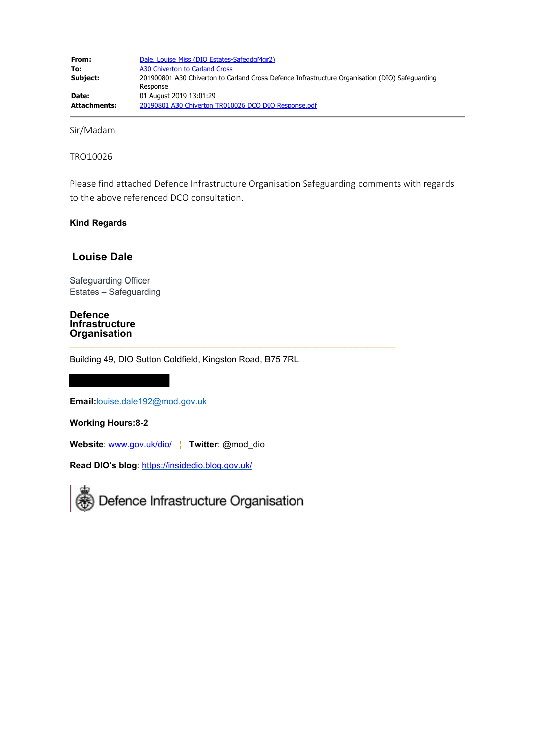| | |
|---|---|
| **From:** | Dale, Louise Miss (DIO Estates-SafegdgMgr2) |
| **To:** | A30 Chiverton to Carland Cross |
| **Subject:** | 201900801 A30 Chiverton to Carland Cross Defence Infrastructure Organisation (DIO) Safeguarding Response |
| **Date:** | 01 August 2019 13:01:29 |
| **Attachments:** | 20190801 A30 Chiverton TR010026 DCO DIO Response.pdf |

Sir/Madam

TRO10026

Please find attached Defence Infrastructure Organisation Safeguarding comments with regards to the above referenced DCO consultation.

**Kind Regards**

**Louise Dale**

Safeguarding Officer
Estates – Safeguarding

**Defence Infrastructure Organisation**

Building 49, DIO Sutton Coldfield, Kingston Road, B75 7RL

**Email:**louise.dale192@mod.gov.uk

**Working Hours:8-2**

**Website**: www.gov.uk/dio/ ¦ **Twitter**: @mod_dio

**Read DIO's blog**: https://insidedio.blog.gov.uk/

Defence Infrastructure Organisation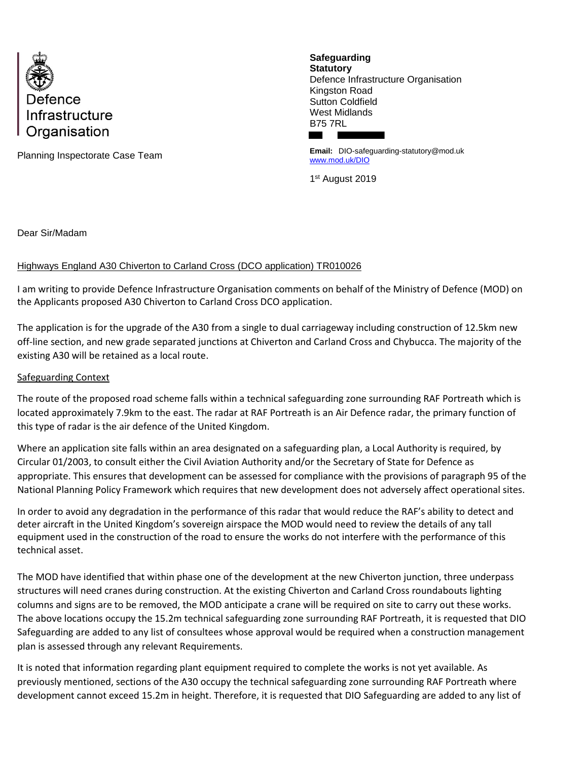Defence Infrastructure Organisation

**Safeguarding**
**Statutory**
Defence Infrastructure Organisation
Kingston Road
Sutton Coldfield
West Midlands
B75 7RL

**Email:** DIO-safeguarding-statutory@mod.uk
www.mod.uk/DIO

1st August 2019

Planning Inspectorate Case Team

Dear Sir/Madam

Highways England A30 Chiverton to Carland Cross (DCO application) TR010026

I am writing to provide Defence Infrastructure Organisation comments on behalf of the Ministry of Defence (MOD) on the Applicants proposed A30 Chiverton to Carland Cross DCO application.

The application is for the upgrade of the A30 from a single to dual carriageway including construction of 12.5km new off-line section, and new grade separated junctions at Chiverton and Carland Cross and Chybucca. The majority of the existing A30 will be retained as a local route.

Safeguarding Context

The route of the proposed road scheme falls within a technical safeguarding zone surrounding RAF Portreath which is located approximately 7.9km to the east. The radar at RAF Portreath is an Air Defence radar, the primary function of this type of radar is the air defence of the United Kingdom.

Where an application site falls within an area designated on a safeguarding plan, a Local Authority is required, by Circular 01/2003, to consult either the Civil Aviation Authority and/or the Secretary of State for Defence as appropriate. This ensures that development can be assessed for compliance with the provisions of paragraph 95 of the National Planning Policy Framework which requires that new development does not adversely affect operational sites.

In order to avoid any degradation in the performance of this radar that would reduce the RAF's ability to detect and deter aircraft in the United Kingdom's sovereign airspace the MOD would need to review the details of any tall equipment used in the construction of the road to ensure the works do not interfere with the performance of this technical asset.

The MOD have identified that within phase one of the development at the new Chiverton junction, three underpass structures will need cranes during construction. At the existing Chiverton and Carland Cross roundabouts lighting columns and signs are to be removed, the MOD anticipate a crane will be required on site to carry out these works. The above locations occupy the 15.2m technical safeguarding zone surrounding RAF Portreath, it is requested that DIO Safeguarding are added to any list of consultees whose approval would be required when a construction management plan is assessed through any relevant Requirements.

It is noted that information regarding plant equipment required to complete the works is not yet available. As previously mentioned, sections of the A30 occupy the technical safeguarding zone surrounding RAF Portreath where development cannot exceed 15.2m in height. Therefore, it is requested that DIO Safeguarding are added to any list of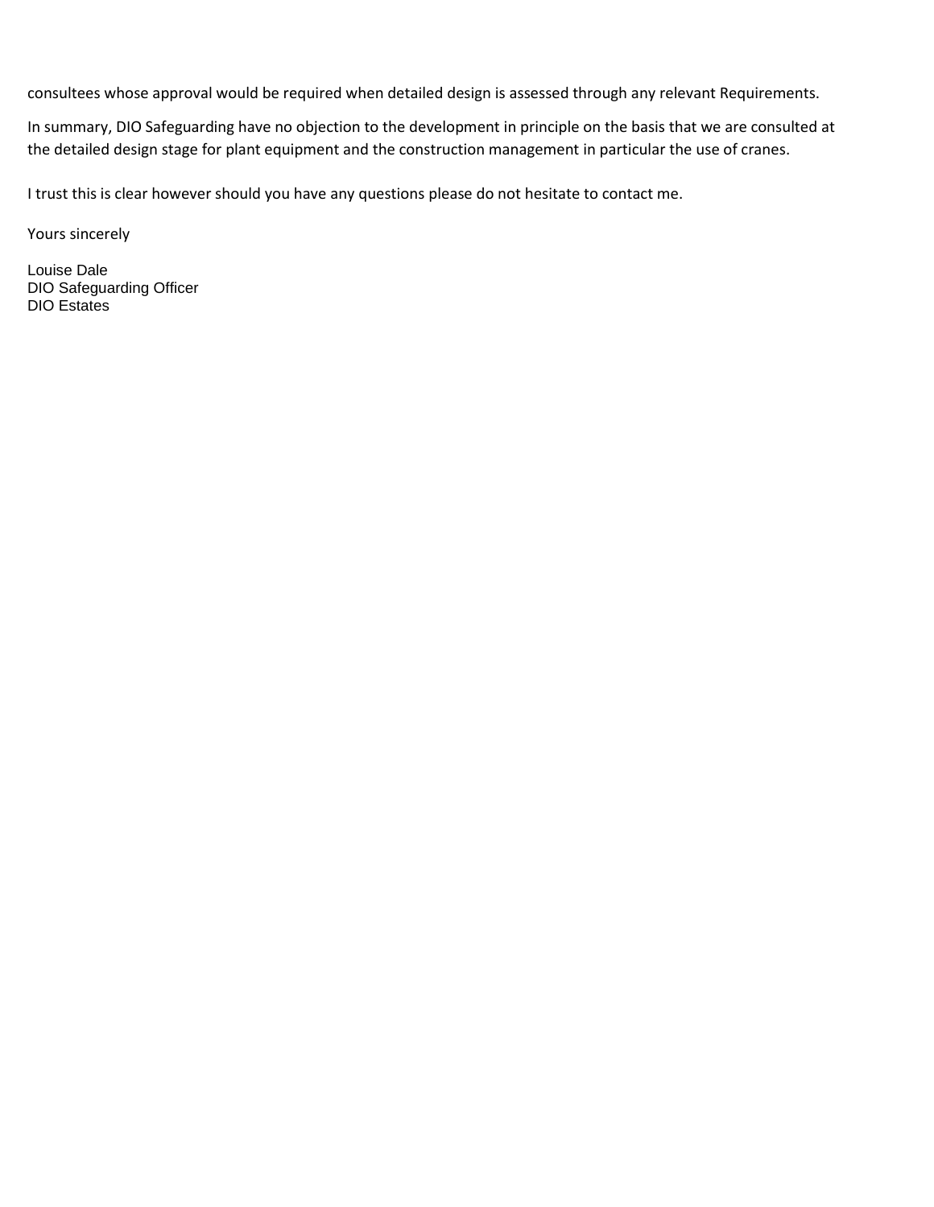consultees whose approval would be required when detailed design is assessed through any relevant Requirements.

In summary, DIO Safeguarding have no objection to the development in principle on the basis that we are consulted at the detailed design stage for plant equipment and the construction management in particular the use of cranes.

I trust this is clear however should you have any questions please do not hesitate to contact me.

Yours sincerely

Louise Dale
DIO Safeguarding Officer
DIO Estates